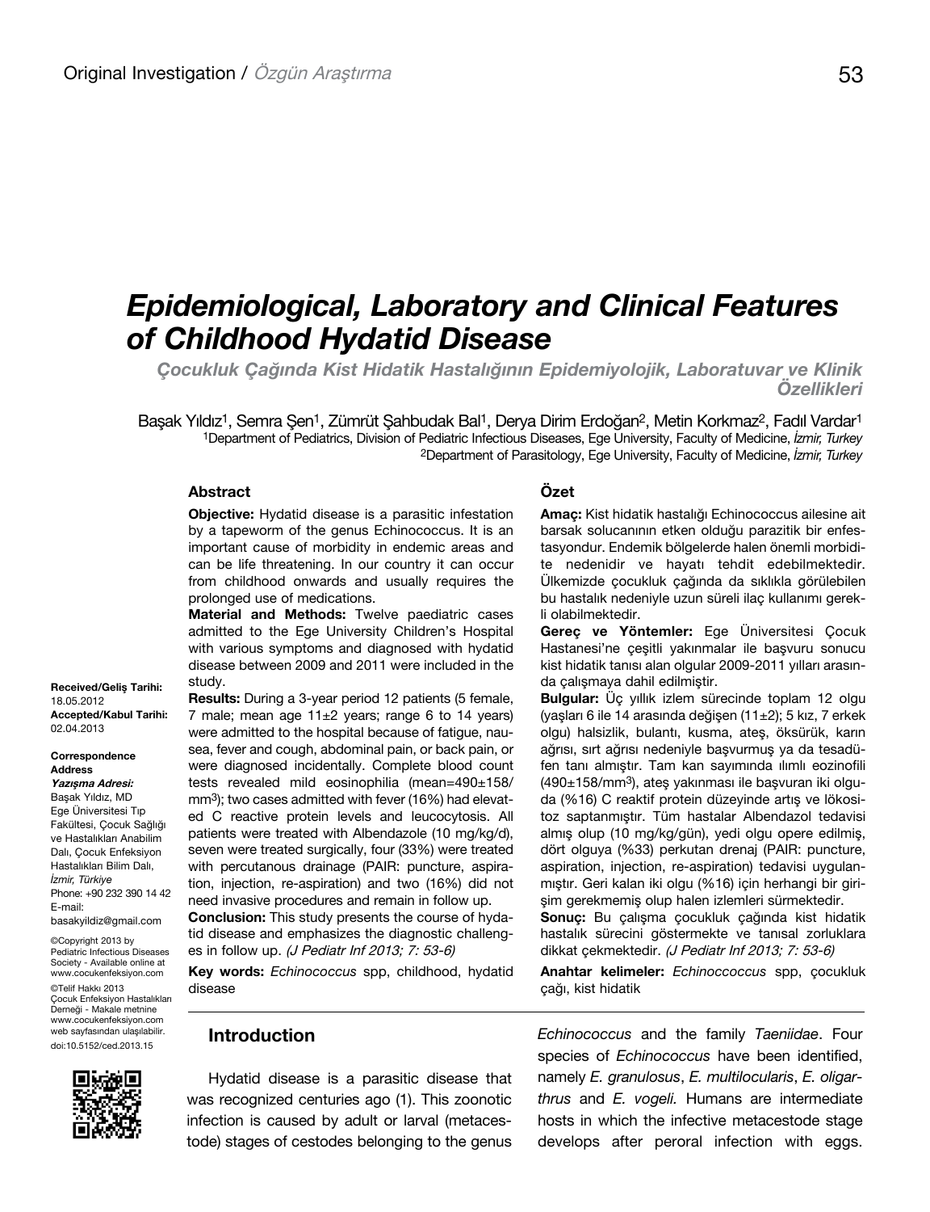Original Investigation / *Özgün Araştırma*

# *Epidemiological, Laboratory and Clinical Features of Childhood Hydatid Disease*

## *Çocukluk Çağında Kist Hidatik Hastalığının Epidemiyolojik, Laboratuvar ve Klinik Özellikleri*

Başak Yıldız[1], Semra Şen[1], Zümrüt Şahbudak Bal[1], Derya Dirim Erdoğan[2], Metin Korkmaz[2], Fadıl Vardar[1]

[1]Department of Pediatrics, Division of Pediatric Infectious Diseases, Ege University, Faculty of Medicine, *İzmir, Turkey*

[2]Department of Parasitology, Ege University, Faculty of Medicine, *İzmir, Turkey*

**Received/Geliş Tarihi:** 18.05.2012

**Accepted/Kabul Tarihi:** 02.04.2013

**Correspondence Address**

***Yazışma Adresi:***

Başak Yıldız, MD

Ege Üniversitesi Tıp Fakültesi, Çocuk Sağlığı ve Hastalıkları Anabilim Dalı, Çocuk Enfeksiyon Hastalıkları Bilim Dalı, *İzmir, Türkiye*

Phone: +90 232 390 14 42

E-mail: basakyildiz@gmail.com

©Copyright 2013 by Pediatric Infectious Diseases Society - Available online at www.cocukenfeksiyon.com

©Telif Hakkı 2013 Çocuk Enfeksiyon Hastalıkları Derneği - Makale metnine www.cocukenfeksiyon.com web sayfasından ulaşılabilir.

doi:10.5152/ced.2013.15

### Abstract

**Objective:** Hydatid disease is a parasitic infestation by a tapeworm of the genus Echinococcus. It is an important cause of morbidity in endemic areas and can be life threatening. In our country it can occur from childhood onwards and usually requires the prolonged use of medications.

**Material and Methods:** Twelve paediatric cases admitted to the Ege University Children's Hospital with various symptoms and diagnosed with hydatid disease between 2009 and 2011 were included in the study.

**Results:** During a 3-year period 12 patients (5 female, 7 male; mean age 11±2 years; range 6 to 14 years) were admitted to the hospital because of fatigue, nausea, fever and cough, abdominal pain, or back pain, or were diagnosed incidentally. Complete blood count tests revealed mild eosinophilia (mean=490±158/mm$^3$); two cases admitted with fever (16%) had elevated C reactive protein levels and leucocytosis. All patients were treated with Albendazole (10 mg/kg/d), seven were treated surgically, four (33%) were treated with percutaneous drainage (PAIR: puncture, aspiration, injection, re-aspiration) and two (16%) did not need invasive procedures and remain in follow up.

**Conclusion:** This study presents the course of hydatid disease and emphasizes the diagnostic challenges in follow up. *(J Pediatr Inf 2013; 7: 53-6)*

**Key words:** *Echinococcus* spp, childhood, hydatid disease

### Özet

**Amaç:** Kist hidatik hastalığı Echinococcus ailesine ait barsak solucanının etken olduğu parazitik bir enfestasyondur. Endemik bölgelerde halen önemli morbidite nedenidir ve hayatı tehdit edebilmektedir. Ülkemizde çocukluk çağında da sıklıkla görülebilen bu hastalık nedeniyle uzun süreli ilaç kullanımı gerekli olabilmektedir.

**Gereç ve Yöntemler:** Ege Üniversitesi Çocuk Hastanesi'ne çeşitli yakınmalar ile başvuru sonucu kist hidatik tanısı alan olgular 2009-2011 yılları arasında çalışmaya dahil edilmiştir.

**Bulgular:** Üç yıllık izlem sürecinde toplam 12 olgu (yaşları 6 ile 14 arasında değişen (11±2); 5 kız, 7 erkek olgu) halsizlik, bulantı, kusma, ateş, öksürük, karın ağrısı, sırt ağrısı nedeniyle başvurmuş ya da tesadüfen tanı almıştır. Tam kan sayımında ılımlı eozinofili (490±158/mm$^3$), ateş yakınması ile başvuran iki olguda (%16) C reaktif protein düzeyinde artış ve lökositoz saptanmıştır. Tüm hastalar Albendazol tedavisi almış olup (10 mg/kg/gün), yedi olgu opere edilmiş, dört olguya (%33) perkutan drenaj (PAIR: puncture, aspiration, injection, re-aspiration) tedavisi uygulanmıştır. Geri kalan iki olgu (%16) için herhangi bir girişim gerekmemiş olup halen izlemleri sürmektedir.

**Sonuç:** Bu çalışma çocukluk çağında kist hidatik hastalık sürecini göstermekte ve tanısal zorluklara dikkat çekmektedir. *(J Pediatr Inf 2013; 7: 53-6)*

**Anahtar kelimeler:** *Echinoccoccus* spp, çocukluk çağı, kist hidatik

## Introduction

Hydatid disease is a parasitic disease that was recognized centuries ago (1). This zoonotic infection is caused by adult or larval (metacestode) stages of cestodes belonging to the genus *Echinococcus* and the family *Taeniidae*. Four species of *Echinococcus* have been identified, namely *E. granulosus*, *E. multilocularis*, *E. oligarthrus* and *E. vogeli.* Humans are intermediate hosts in which the infective metacestode stage develops after peroral infection with eggs.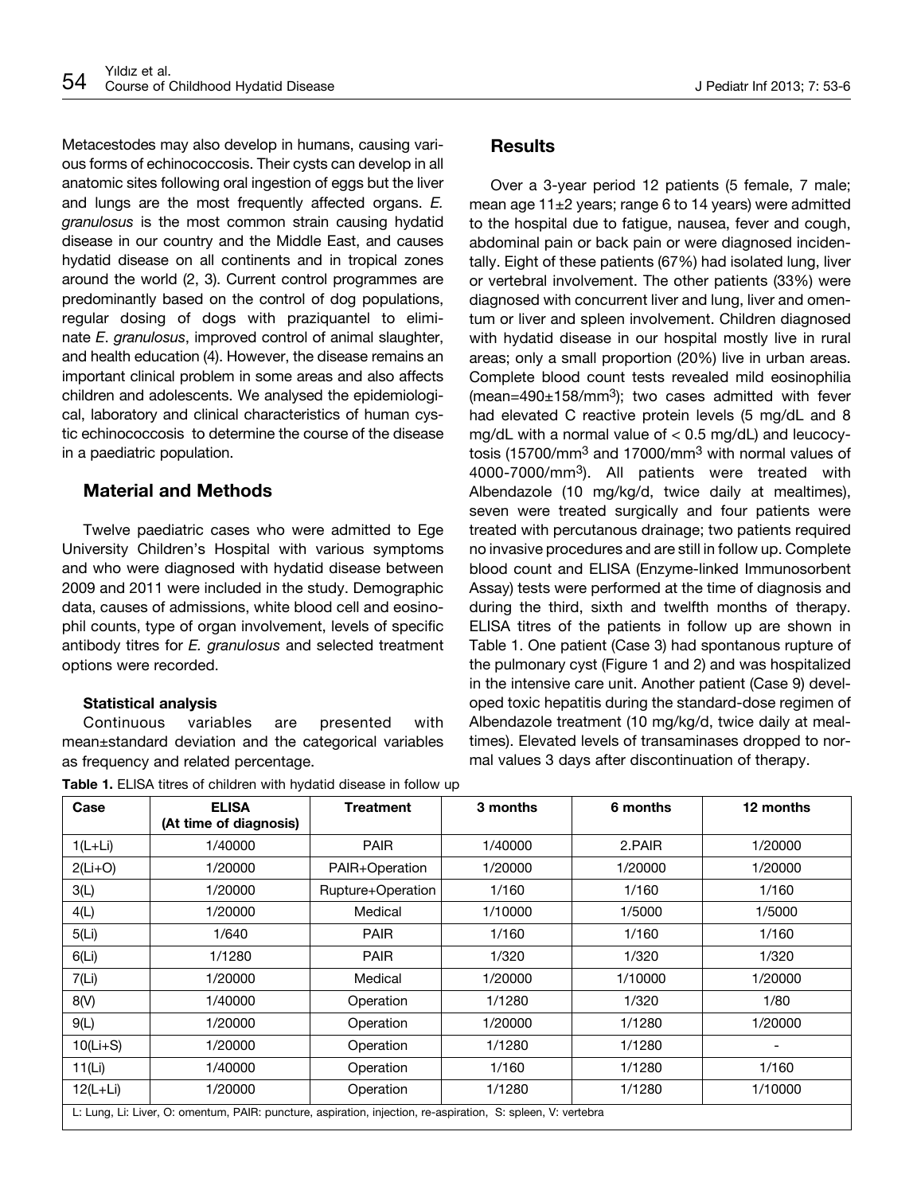Metacestodes may also develop in humans, causing various forms of echinococcosis. Their cysts can develop in all anatomic sites following oral ingestion of eggs but the liver and lungs are the most frequently affected organs. *E. granulosus* is the most common strain causing hydatid disease in our country and the Middle East, and causes hydatid disease on all continents and in tropical zones around the world (2, 3). Current control programmes are predominantly based on the control of dog populations, regular dosing of dogs with praziquantel to eliminate *E. granulosus*, improved control of animal slaughter, and health education (4). However, the disease remains an important clinical problem in some areas and also affects children and adolescents. We analysed the epidemiological, laboratory and clinical characteristics of human cystic echinococcosis to determine the course of the disease in a paediatric population.

## Material and Methods

Twelve paediatric cases who were admitted to Ege University Children's Hospital with various symptoms and who were diagnosed with hydatid disease between 2009 and 2011 were included in the study. Demographic data, causes of admissions, white blood cell and eosinophil counts, type of organ involvement, levels of specific antibody titres for *E. granulosus* and selected treatment options were recorded.

### Statistical analysis

Continuous variables are presented with mean±standard deviation and the categorical variables as frequency and related percentage.

## Results

Over a 3-year period 12 patients (5 female, 7 male; mean age 11±2 years; range 6 to 14 years) were admitted to the hospital due to fatigue, nausea, fever and cough, abdominal pain or back pain or were diagnosed incidentally. Eight of these patients (67%) had isolated lung, liver or vertebral involvement. The other patients (33%) were diagnosed with concurrent liver and lung, liver and omentum or liver and spleen involvement. Children diagnosed with hydatid disease in our hospital mostly live in rural areas; only a small proportion (20%) live in urban areas. Complete blood count tests revealed mild eosinophilia (mean=490±158/mm$^3$); two cases admitted with fever had elevated C reactive protein levels (5 mg/dL and 8 mg/dL with a normal value of < 0.5 mg/dL) and leucocytosis (15700/mm$^3$ and 17000/mm$^3$ with normal values of 4000-7000/mm$^3$). All patients were treated with Albendazole (10 mg/kg/d, twice daily at mealtimes), seven were treated surgically and four patients were treated with percutanous drainage; two patients required no invasive procedures and are still in follow up. Complete blood count and ELISA (Enzyme-linked Immunosorbent Assay) tests were performed at the time of diagnosis and during the third, sixth and twelfth months of therapy. ELISA titres of the patients in follow up are shown in Table 1. One patient (Case 3) had spontanous rupture of the pulmonary cyst (Figure 1 and 2) and was hospitalized in the intensive care unit. Another patient (Case 9) developed toxic hepatitis during the standard-dose regimen of Albendazole treatment (10 mg/kg/d, twice daily at mealtimes). Elevated levels of transaminases dropped to normal values 3 days after discontinuation of therapy.

**Table 1.** ELISA titres of children with hydatid disease in follow up

| Case | ELISA (At time of diagnosis) | Treatment | 3 months | 6 months | 12 months |
|---|---|---|---|---|---|
| 1(L+Li) | 1/40000 | PAIR | 1/40000 | 2.PAIR | 1/20000 |
| 2(Li+O) | 1/20000 | PAIR+Operation | 1/20000 | 1/20000 | 1/20000 |
| 3(L) | 1/20000 | Rupture+Operation | 1/160 | 1/160 | 1/160 |
| 4(L) | 1/20000 | Medical | 1/10000 | 1/5000 | 1/5000 |
| 5(Li) | 1/640 | PAIR | 1/160 | 1/160 | 1/160 |
| 6(Li) | 1/1280 | PAIR | 1/320 | 1/320 | 1/320 |
| 7(Li) | 1/20000 | Medical | 1/20000 | 1/10000 | 1/20000 |
| 8(V) | 1/40000 | Operation | 1/1280 | 1/320 | 1/80 |
| 9(L) | 1/20000 | Operation | 1/20000 | 1/1280 | 1/20000 |
| 10(Li+S) | 1/20000 | Operation | 1/1280 | 1/1280 | - |
| 11(Li) | 1/40000 | Operation | 1/160 | 1/1280 | 1/160 |
| 12(L+Li) | 1/20000 | Operation | 1/1280 | 1/1280 | 1/10000 |

L: Lung, Li: Liver, O: omentum, PAIR: puncture, aspiration, injection, re-aspiration, S: spleen, V: vertebra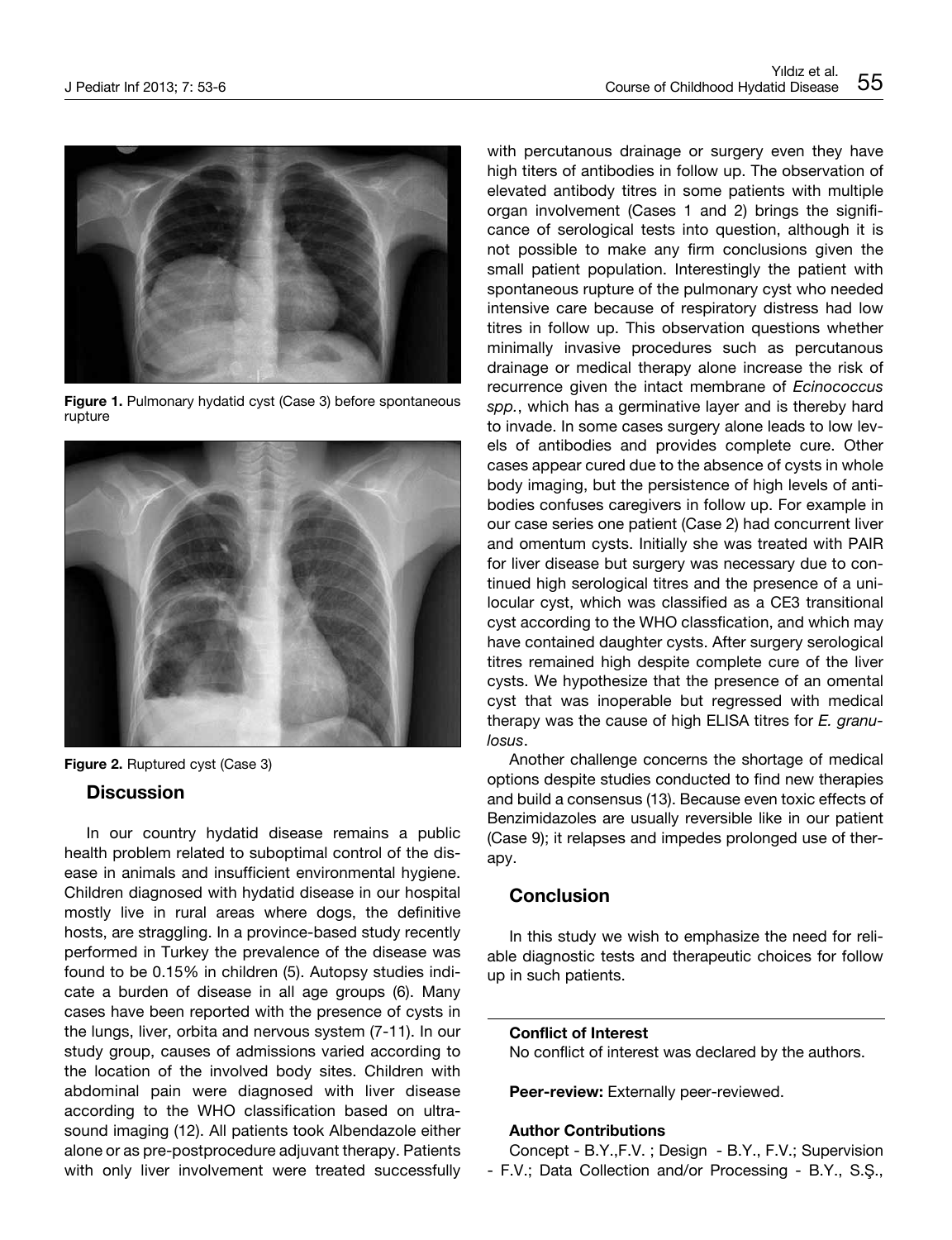Figure 1. Pulmonary hydatid cyst (Case 3) before spontaneous rupture

Figure 2. Ruptured cyst (Case 3)

## Discussion

In our country hydatid disease remains a public health problem related to suboptimal control of the disease in animals and insufficient environmental hygiene. Children diagnosed with hydatid disease in our hospital mostly live in rural areas where dogs, the definitive hosts, are straggling. In a province-based study recently performed in Turkey the prevalence of the disease was found to be 0.15% in children (5). Autopsy studies indicate a burden of disease in all age groups (6). Many cases have been reported with the presence of cysts in the lungs, liver, orbita and nervous system (7-11). In our study group, causes of admissions varied according to the location of the involved body sites. Children with abdominal pain were diagnosed with liver disease according to the WHO classification based on ultrasound imaging (12). All patients took Albendazole either alone or as pre-postprocedure adjuvant therapy. Patients with only liver involvement were treated successfully with percutanous drainage or surgery even they have high titers of antibodies in follow up. The observation of elevated antibody titres in some patients with multiple organ involvement (Cases 1 and 2) brings the significance of serological tests into question, although it is not possible to make any firm conclusions given the small patient population. Interestingly the patient with spontaneous rupture of the pulmonary cyst who needed intensive care because of respiratory distress had low titres in follow up. This observation questions whether minimally invasive procedures such as percutanous drainage or medical therapy alone increase the risk of recurrence given the intact membrane of *Ecinococcus spp.*, which has a germinative layer and is thereby hard to invade. In some cases surgery alone leads to low levels of antibodies and provides complete cure. Other cases appear cured due to the absence of cysts in whole body imaging, but the persistence of high levels of antibodies confuses caregivers in follow up. For example in our case series one patient (Case 2) had concurrent liver and omentum cysts. Initially she was treated with PAIR for liver disease but surgery was necessary due to continued high serological titres and the presence of a unilocular cyst, which was classified as a CE3 transitional cyst according to the WHO classfication, and which may have contained daughter cysts. After surgery serological titres remained high despite complete cure of the liver cysts. We hypothesize that the presence of an omental cyst that was inoperable but regressed with medical therapy was the cause of high ELISA titres for *E. granulosus*.

Another challenge concerns the shortage of medical options despite studies conducted to find new therapies and build a consensus (13). Because even toxic effects of Benzimidazoles are usually reversible like in our patient (Case 9); it relapses and impedes prolonged use of therapy.

## Conclusion

In this study we wish to emphasize the need for reliable diagnostic tests and therapeutic choices for follow up in such patients.

**Conflict of Interest**
No conflict of interest was declared by the authors.

**Peer-review:** Externally peer-reviewed.

**Author Contributions**
Concept - B.Y.,F.V. ; Design - B.Y., F.V.; Supervision - F.V.; Data Collection and/or Processing - B.Y., S.Ş.,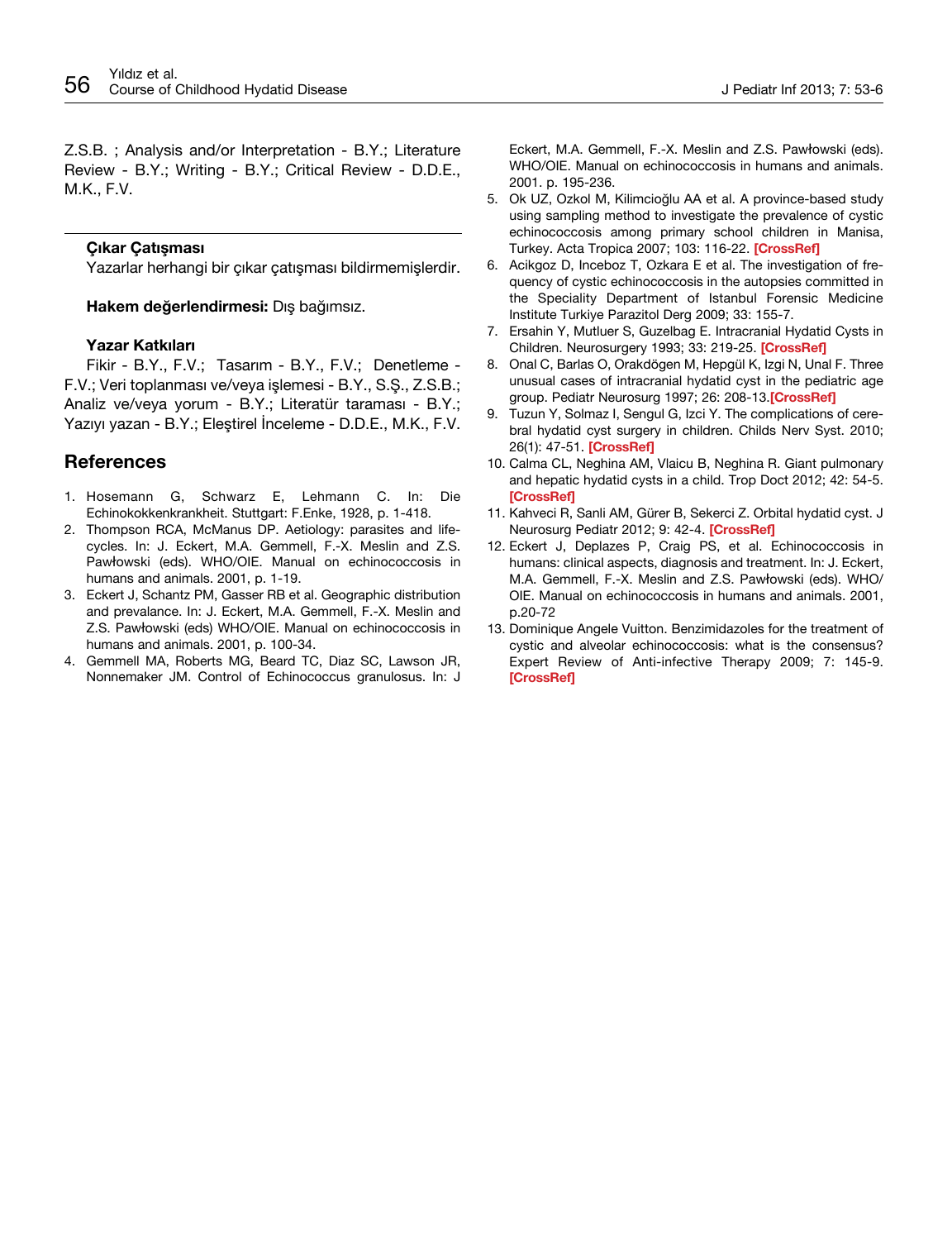Z.S.B. ; Analysis and/or Interpretation - B.Y.; Literature Review - B.Y.; Writing - B.Y.; Critical Review - D.D.E., M.K., F.V.

---

**Çıkar Çatışması**

Yazarlar herhangi bir çıkar çatışması bildirmemişlerdir.

**Hakem değerlendirmesi:** Dış bağımsız.

**Yazar Katkıları**

Fikir - B.Y., F.V.; Tasarım - B.Y., F.V.; Denetleme - F.V.; Veri toplanması ve/veya işlemesi - B.Y., S.Ş., Z.S.B.; Analiz ve/veya yorum - B.Y.; Literatür taraması - B.Y.; Yazıyı yazan - B.Y.; Eleştirel İnceleme - D.D.E., M.K., F.V.

## References

1. Hosemann G, Schwarz E, Lehmann C. In: Die Echinokokkenkrankheit. Stuttgart: F.Enke, 1928, p. 1-418.
2. Thompson RCA, McManus DP. Aetiology: parasites and life-cycles. In: J. Eckert, M.A. Gemmell, F.-X. Meslin and Z.S. Pawłowski (eds). WHO/OIE. Manual on echinococcosis in humans and animals. 2001, p. 1-19.
3. Eckert J, Schantz PM, Gasser RB et al. Geographic distribution and prevalance. In: J. Eckert, M.A. Gemmell, F.-X. Meslin and Z.S. Pawłowski (eds) WHO/OIE. Manual on echinococcosis in humans and animals. 2001, p. 100-34.
4. Gemmell MA, Roberts MG, Beard TC, Diaz SC, Lawson JR, Nonnemaker JM. Control of Echinococcus granulosus. In: J Eckert, M.A. Gemmell, F.-X. Meslin and Z.S. Pawłowski (eds). WHO/OIE. Manual on echinococcosis in humans and animals. 2001. p. 195-236.
5. Ok UZ, Ozkol M, Kilimcioğlu AA et al. A province-based study using sampling method to investigate the prevalence of cystic echinococcosis among primary school children in Manisa, Turkey. Acta Tropica 2007; 103: 116-22. [CrossRef]
6. Acikgoz D, Inceboz T, Ozkara E et al. The investigation of frequency of cystic echinococcosis in the autopsies committed in the Speciality Department of Istanbul Forensic Medicine Institute Turkiye Parazitol Derg 2009; 33: 155-7.
7. Ersahin Y, Mutluer S, Guzelbag E. Intracranial Hydatid Cysts in Children. Neurosurgery 1993; 33: 219-25. [CrossRef]
8. Onal C, Barlas O, Orakdögen M, Hepgül K, Izgi N, Unal F. Three unusual cases of intracranial hydatid cyst in the pediatric age group. Pediatr Neurosurg 1997; 26: 208-13.[CrossRef]
9. Tuzun Y, Solmaz I, Sengul G, Izci Y. The complications of cerebral hydatid cyst surgery in children. Childs Nerv Syst. 2010; 26(1): 47-51. [CrossRef]
10. Calma CL, Neghina AM, Vlaicu B, Neghina R. Giant pulmonary and hepatic hydatid cysts in a child. Trop Doct 2012; 42: 54-5. [CrossRef]
11. Kahveci R, Sanli AM, Gürer B, Sekerci Z. Orbital hydatid cyst. J Neurosurg Pediatr 2012; 9: 42-4. [CrossRef]
12. Eckert J, Deplazes P, Craig PS, et al. Echinococcosis in humans: clinical aspects, diagnosis and treatment. In: J. Eckert, M.A. Gemmell, F.-X. Meslin and Z.S. Pawłowski (eds). WHO/OIE. Manual on echinococcosis in humans and animals. 2001, p.20-72
13. Dominique Angele Vuitton. Benzimidazoles for the treatment of cystic and alveolar echinococcosis: what is the consensus? Expert Review of Anti-infective Therapy 2009; 7: 145-9. [CrossRef]